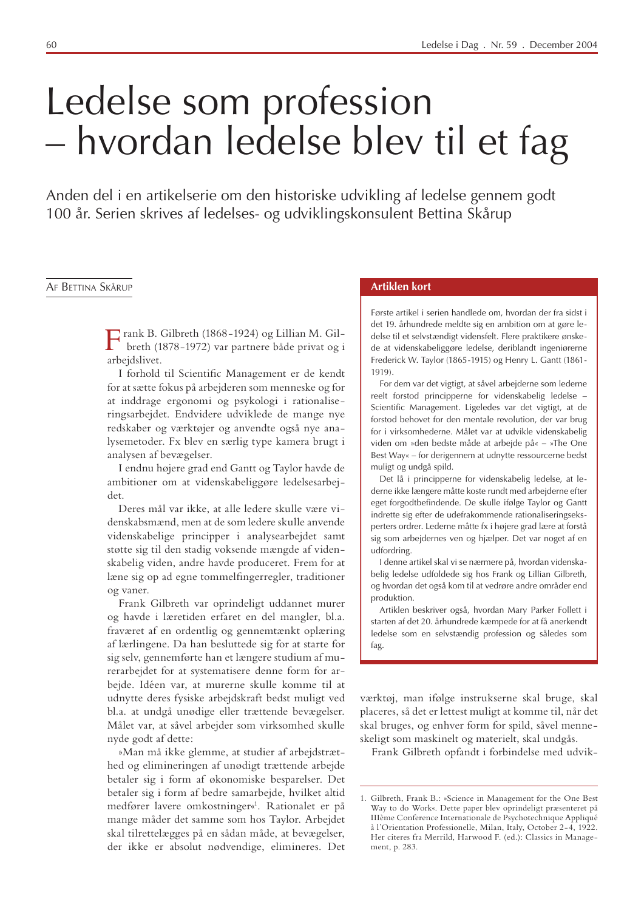# Ledelse som profession – hvordan ledelse blev til et fag

Anden del i en artikelserie om den historiske udvikling af ledelse gennem godt 100 år. Serien skrives af ledelses- og udviklingskonsulent Bettina Skårup

Af Bettina Skårup

**Artiklen kort**

Første artikel i serien handlede om, hvordan der fra sidst i det 19. århundrede meldte sig en ambition om at gøre ledelse til et selvstændigt vidensfelt. Flere praktikere ønskede at videnskabeliggøre ledelse, deriblandt ingeniørerne Frederick W. Taylor (1865-1915) og Henry L. Gantt (1861-1919).

For dem var det vigtigt, at såvel arbejderne som lederne reelt forstod principperne for videnskabelig ledelse – Scientific Management. Ligeledes var det vigtigt, at de forstod behovet for den mentale revolution, der var brug for i virksomhederne. Målet var at udvikle videnskabelig viden om »den bedste måde at arbejde på« – »The One Best Way« – for derigennem at udnytte ressourcerne bedst muligt og undgå spild.

Det lå i principperne for videnskabelig ledelse, at lederne ikke længere måtte koste rundt med arbejderne efter eget forgodtbefindende. De skulle ifølge Taylor og Gantt indrette sig efter de udefrakommende rationaliseringseksperters ordrer. Lederne måtte fx i højere grad lære at forstå sig som arbejdernes ven og hjælper. Det var noget af en udfordring.

I denne artikel skal vi se nærmere på, hvordan videnskabelig ledelse udfoldede sig hos Frank og Lillian Gilbreth, og hvordan det også kom til at vedrøre andre områder end produktion.

Artiklen beskriver også, hvordan Mary Parker Follett i starten af det 20. århundrede kæmpede for at få anerkendt ledelse som en selvstændig profession og således som fag.

Frank B. Gilbreth (1868-1924) og Lillian M. Gilbreth (1878-1972) var partnere både privat og i arbejdslivet.

I forhold til Scientific Management er de kendt for at sætte fokus på arbejderen som menneske og for at inddrage ergonomi og psykologi i rationaliseringsarbejdet. Endvidere udviklede de mange nye redskaber og værktøjer og anvendte også nye analysemetoder. Fx blev en særlig type kamera brugt i analysen af bevægelser.

I endnu højere grad end Gantt og Taylor havde de ambitioner om at videnskabeliggøre ledelsesarbejdet.

Deres mål var ikke, at alle ledere skulle være videnskabsmænd, men at de som ledere skulle anvende videnskabelige principper i analysearbejdet samt støtte sig til den stadig voksende mængde af videnskabelig viden, andre havde produceret. Frem for at læne sig op ad egne tommelfingerregler, traditioner og vaner.

Frank Gilbreth var oprindeligt uddannet murer og havde i læretiden erfaret en del mangler, bl.a. fraværet af en ordentlig og gennemtænkt oplæring af lærlingene. Da han besluttede sig for at starte for sig selv, gennemførte han et længere studium af murerarbejdet for at systematisere denne form for arbejde. Idéen var, at murerne skulle komme til at udnytte deres fysiske arbejdskraft bedst muligt ved bl.a. at undgå unødige eller trættende bevægelser. Målet var, at såvel arbejder som virksomhed skulle nyde godt af dette:

»Man må ikke glemme, at studier af arbejdstræthed og elimineringen af unødigt trættende arbejde betaler sig i form af økonomiske besparelser. Det betaler sig i form af bedre samarbejde, hvilket altid medfører lavere omkostninger«[1]. Rationalet er på mange måder det samme som hos Taylor. Arbejdet skal tilrettelægges på en sådan måde, at bevægelser, der ikke er absolut nødvendige, elimineres. Det værktøj, man ifølge instrukserne skal bruge, skal placeres, så det er lettest muligt at komme til, når det skal bruges, og enhver form for spild, såvel menneskeligt som maskinelt og materielt, skal undgås.

Frank Gilbreth opfandt i forbindelse med udvik-

---

1. Gilbreth, Frank B.: »Science in Management for the One Best Way to do Work«. Dette paper blev oprindeligt præsenteret på IIIème Conference Internationale de Psychotechnique Appliqué à l'Orientation Professionelle, Milan, Italy, October 2-4, 1922. Her citeres fra Merrild, Harwood F. (ed.): Classics in Management, p. 283.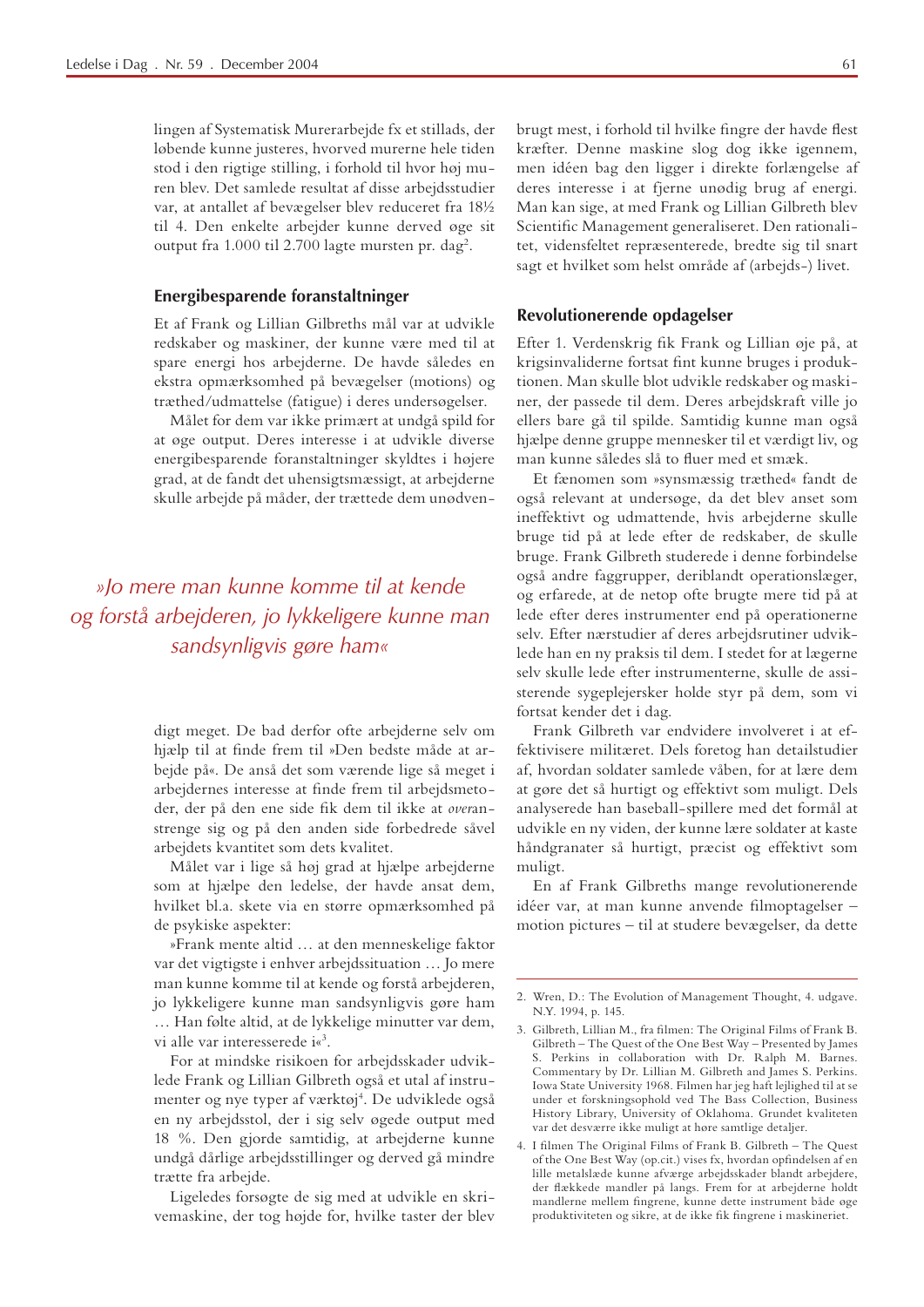lingen af Systematisk Murerarbejde fx et stillads, der løbende kunne justeres, hvorved murerne hele tiden stod i den rigtige stilling, i forhold til hvor høj muren blev. Det samlede resultat af disse arbejdsstudier var, at antallet af bevægelser blev reduceret fra 18½ til 4. Den enkelte arbejder kunne derved øge sit output fra 1.000 til 2.700 lagte mursten pr. dag[2].

### Energibesparende foranstaltninger

Et af Frank og Lillian Gilbreths mål var at udvikle redskaber og maskiner, der kunne være med til at spare energi hos arbejderne. De havde således en ekstra opmærksomhed på bevægelser (motions) og træthed/udmattelse (fatigue) i deres undersøgelser.

Målet for dem var ikke primært at undgå spild for at øge output. Deres interesse i at udvikle diverse energibesparende foranstaltninger skyldtes i højere grad, at de fandt det uhensigtsmæssigt, at arbejderne skulle arbejde på måder, der trættede dem unødvendigt meget. De bad derfor ofte arbejderne selv om hjælp til at finde frem til »Den bedste måde at arbejde på«. De anså det som værende lige så meget i arbejdernes interesse at finde frem til arbejdsmetoder, der på den ene side fik dem til ikke at *over*anstrenge sig og på den anden side forbedrede såvel arbejdets kvantitet som dets kvalitet.

> *»Jo mere man kunne komme til at kende og forstå arbejderen, jo lykkeligere kunne man sandsynligvis gøre ham«*

Målet var i lige så høj grad at hjælpe arbejderne som at hjælpe den ledelse, der havde ansat dem, hvilket bl.a. skete via en større opmærksomhed på de psykiske aspekter:

»Frank mente altid … at den menneskelige faktor var det vigtigste i enhver arbejdssituation … Jo mere man kunne komme til at kende og forstå arbejderen, jo lykkeligere kunne man sandsynligvis gøre ham … Han følte altid, at de lykkelige minutter var dem, vi alle var interesserede i«[3].

For at mindske risikoen for arbejdsskader udviklede Frank og Lillian Gilbreth også et utal af instrumenter og nye typer af værktøj[4]. De udviklede også en ny arbejdsstol, der i sig selv øgede output med 18 %. Den gjorde samtidig, at arbejderne kunne undgå dårlige arbejdsstillinger og derved gå mindre trætte fra arbejde.

Ligeledes forsøgte de sig med at udvikle en skrivemaskine, der tog højde for, hvilke taster der blev brugt mest, i forhold til hvilke fingre der havde flest kræfter. Denne maskine slog dog ikke igennem, men idéen bag den ligger i direkte forlængelse af deres interesse i at fjerne unødig brug af energi. Man kan sige, at med Frank og Lillian Gilbreth blev Scientific Management generaliseret. Den rationalitet, vidensfeltet repræsenterede, bredte sig til snart sagt et hvilket som helst område af (arbejds-) livet.

### Revolutionerende opdagelser

Efter 1. Verdenskrig fik Frank og Lillian øje på, at krigsinvaliderne fortsat fint kunne bruges i produktionen. Man skulle blot udvikle redskaber og maskiner, der passede til dem. Deres arbejdskraft ville jo ellers bare gå til spilde. Samtidig kunne man også hjælpe denne gruppe mennesker til et værdigt liv, og man kunne således slå to fluer med et smæk.

Et fænomen som »synsmæssig træthed« fandt de også relevant at undersøge, da det blev anset som ineffektivt og udmattende, hvis arbejderne skulle bruge tid på at lede efter de redskaber, de skulle bruge. Frank Gilbreth studerede i denne forbindelse også andre faggrupper, deriblandt operationslæger, og erfarede, at de netop ofte brugte mere tid på at lede efter deres instrumenter end på operationerne selv. Efter nærstudier af deres arbejdsrutiner udviklede han en ny praksis til dem. I stedet for at lægerne selv skulle lede efter instrumenterne, skulle de assisterende sygeplejersker holde styr på dem, som vi fortsat kender det i dag.

Frank Gilbreth var endvidere involveret i at effektivisere militæret. Dels foretog han detailstudier af, hvordan soldater samlede våben, for at lære dem at gøre det så hurtigt og effektivt som muligt. Dels analyserede han baseball-spillere med det formål at udvikle en ny viden, der kunne lære soldater at kaste håndgranater så hurtigt, præcist og effektivt som muligt.

En af Frank Gilbreths mange revolutionerende idéer var, at man kunne anvende filmoptagelser – motion pictures – til at studere bevægelser, da dette

---

2. Wren, D.: The Evolution of Management Thought, 4. udgave. N.Y. 1994, p. 145.
3. Gilbreth, Lillian M., fra filmen: The Original Films of Frank B. Gilbreth – The Quest of the One Best Way – Presented by James S. Perkins in collaboration with Dr. Ralph M. Barnes. Commentary by Dr. Lillian M. Gilbreth and James S. Perkins. Iowa State University 1968. Filmen har jeg haft lejlighed til at se under et forskningsophold ved The Bass Collection, Business History Library, University of Oklahoma. Grundet kvaliteten var det desværre ikke muligt at høre samtlige detaljer.
4. I filmen The Original Films of Frank B. Gilbreth – The Quest of the One Best Way (op.cit.) vises fx, hvordan opfindelsen af en lille metalslæde kunne afværge arbejdsskader blandt arbejdere, der flækkede mandler på langs. Frem for at arbejderne holdt mandlerne mellem fingrene, kunne dette instrument både øge produktiviteten og sikre, at de ikke fik fingrene i maskineriet.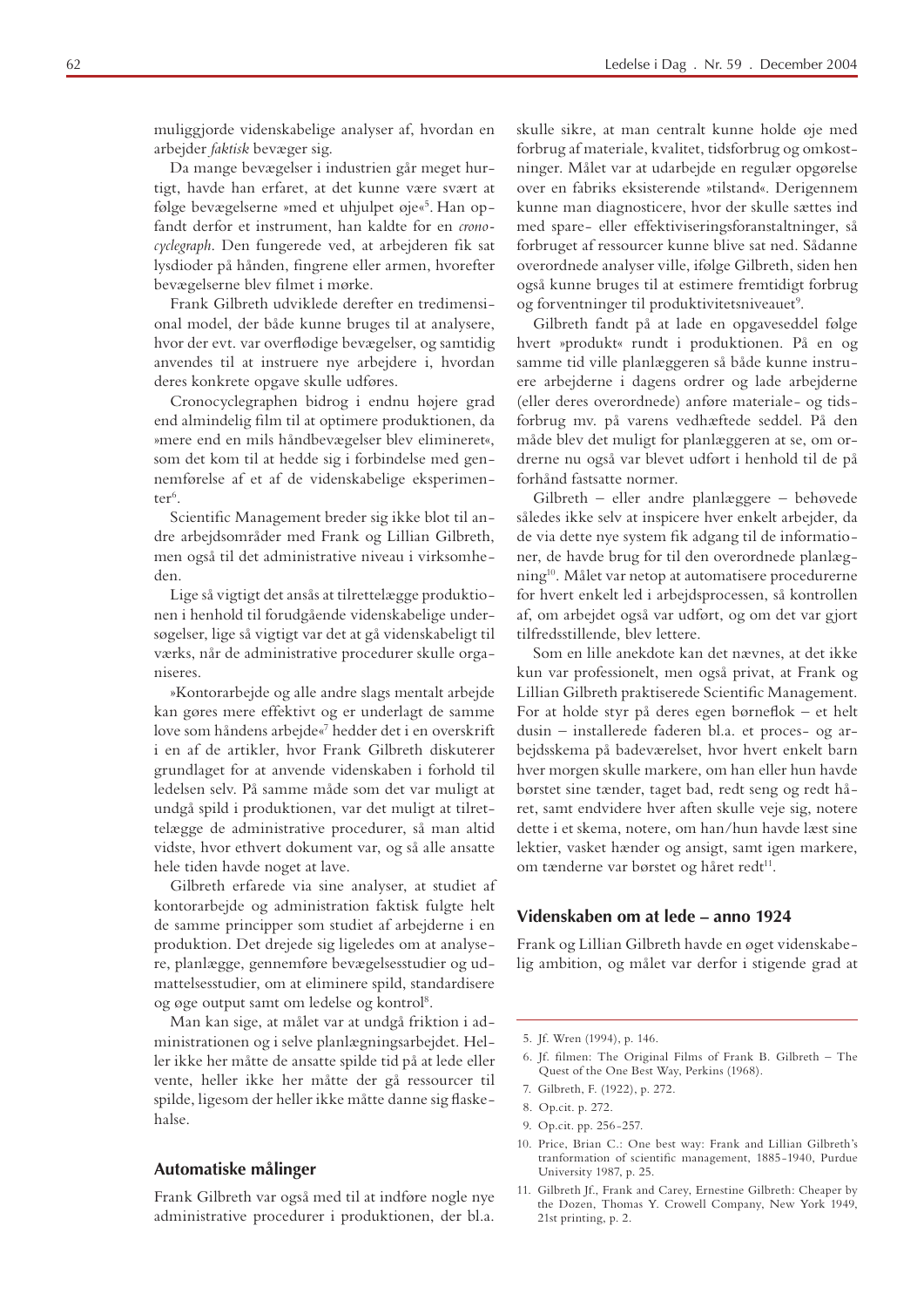muliggjorde videnskabelige analyser af, hvordan en arbejder *faktisk* bevæger sig.

Da mange bevægelser i industrien går meget hurtigt, havde han erfaret, at det kunne være svært at følge bevægelserne »med et uhjulpet øje«[5]. Han opfandt derfor et instrument, han kaldte for en *cronocyclegraph*. Den fungerede ved, at arbejderen fik sat lysdioder på hånden, fingrene eller armen, hvorefter bevægelserne blev filmet i mørke.

Frank Gilbreth udviklede derefter en tredimensional model, der både kunne bruges til at analysere, hvor der evt. var overflødige bevægelser, og samtidig anvendes til at instruere nye arbejdere i, hvordan deres konkrete opgave skulle udføres.

Cronocyclegraphen bidrog i endnu højere grad end almindelig film til at optimere produktionen, da »mere end en mils håndbevægelser blev elimineret«, som det kom til at hedde sig i forbindelse med gennemførelse af et af de videnskabelige eksperimenter[6].

Scientific Management breder sig ikke blot til andre arbejdsområder med Frank og Lillian Gilbreth, men også til det administrative niveau i virksomheden.

Lige så vigtigt det ansås at tilrettelægge produktionen i henhold til forudgående videnskabelige undersøgelser, lige så vigtigt var det at gå videnskabeligt til værks, når de administrative procedurer skulle organiseres.

»Kontorarbejde og alle andre slags mentalt arbejde kan gøres mere effektivt og er underlagt de samme love som håndens arbejde«[7] hedder det i en overskrift i en af de artikler, hvor Frank Gilbreth diskuterer grundlaget for at anvende videnskaben i forhold til ledelsen selv. På samme måde som det var muligt at undgå spild i produktionen, var det muligt at tilrettelægge de administrative procedurer, så man altid vidste, hvor ethvert dokument var, og så alle ansatte hele tiden havde noget at lave.

Gilbreth erfarede via sine analyser, at studiet af kontorarbejde og administration faktisk fulgte helt de samme principper som studiet af arbejderne i en produktion. Det drejede sig ligeledes om at analysere, planlægge, gennemføre bevægelsesstudier og udmattelsesstudier, om at eliminere spild, standardisere og øge output samt om ledelse og kontrol[8].

Man kan sige, at målet var at undgå friktion i administrationen og i selve planlægningsarbejdet. Heller ikke her måtte de ansatte spilde tid på at lede eller vente, heller ikke her måtte der gå ressourcer til spilde, ligesom der heller ikke måtte danne sig flaskehalse.

### Automatiske målinger

Frank Gilbreth var også med til at indføre nogle nye administrative procedurer i produktionen, der bl.a. skulle sikre, at man centralt kunne holde øje med forbrug af materiale, kvalitet, tidsforbrug og omkostninger. Målet var at udarbejde en regulær opgørelse over en fabriks eksisterende »tilstand«. Derigennem kunne man diagnosticere, hvor der skulle sættes ind med spare- eller effektiviseringsforanstaltninger, så forbruget af ressourcer kunne blive sat ned. Sådanne overordnede analyser ville, ifølge Gilbreth, siden hen også kunne bruges til at estimere fremtidigt forbrug og forventninger til produktivitetsniveauet[9].

Gilbreth fandt på at lade en opgaveseddel følge hvert »produkt« rundt i produktionen. På en og samme tid ville planlæggeren så både kunne instruere arbejderne i dagens ordrer og lade arbejderne (eller deres overordnede) anføre materiale- og tidsforbrug mv. på varens vedhæftede seddel. På den måde blev det muligt for planlæggeren at se, om ordrerne nu også var blevet udført i henhold til de på forhånd fastsatte normer.

Gilbreth – eller andre planlæggere – behøvede således ikke selv at inspicere hver enkelt arbejder, da de via dette nye system fik adgang til de informationer, de havde brug for til den overordnede planlægning[10]. Målet var netop at automatisere procedurerne for hvert enkelt led i arbejdsprocessen, så kontrollen af, om arbejdet også var udført, og om det var gjort tilfredsstillende, blev lettere.

Som en lille anekdote kan det nævnes, at det ikke kun var professionelt, men også privat, at Frank og Lillian Gilbreth praktiserede Scientific Management. For at holde styr på deres egen børneflok – et helt dusin – installerede faderen bl.a. et proces- og arbejdsskema på badeværelset, hvor hvert enkelt barn hver morgen skulle markere, om han eller hun havde børstet sine tænder, taget bad, redt seng og redt håret, samt endvidere hver aften skulle veje sig, notere dette i et skema, notere, om han/hun havde læst sine lektier, vasket hænder og ansigt, samt igen markere, om tænderne var børstet og håret redt[11].

### Videnskaben om at lede – anno 1924

Frank og Lillian Gilbreth havde en øget videnskabelig ambition, og målet var derfor i stigende grad at

---

5. Jf. Wren (1994), p. 146.
6. Jf. filmen: The Original Films of Frank B. Gilbreth – The Quest of the One Best Way, Perkins (1968).
7. Gilbreth, F. (1922), p. 272.
8. Op.cit. p. 272.
9. Op.cit. pp. 256-257.
10. Price, Brian C.: One best way: Frank and Lillian Gilbreth's tranformation of scientific management, 1885-1940, Purdue University 1987, p. 25.
11. Gilbreth Jr., Frank and Carey, Ernestine Gilbreth: Cheaper by the Dozen, Thomas Y. Crowell Company, New York 1949, 21st printing, p. 2.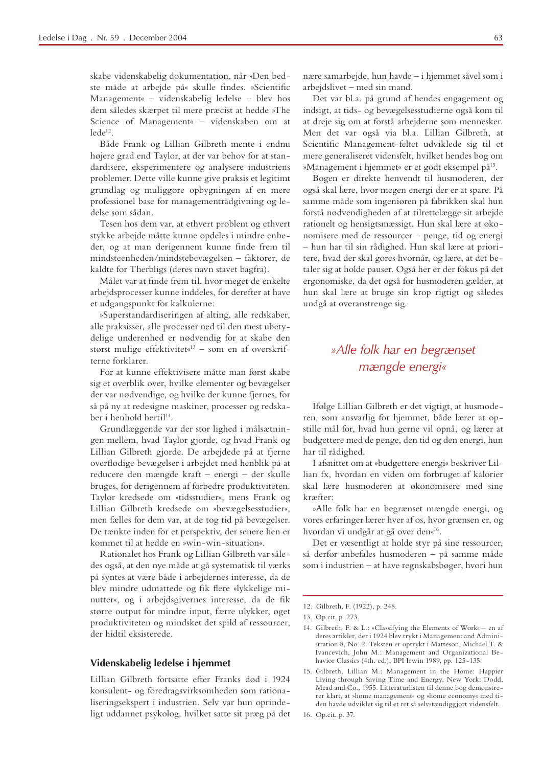skabe videnskabelig dokumentation, når »Den bedste måde at arbejde på« skulle findes. »Scientific Management« – videnskabelig ledelse – blev hos dem således skærpet til mere præcist at hedde »The Science of Management« – videnskaben om at lede[12].

Både Frank og Lillian Gilbreth mente i endnu højere grad end Taylor, at der var behov for at standardisere, eksperimentere og analysere industriens problemer. Dette ville kunne give praksis et legitimt grundlag og muliggøre opbygningen af en mere professionel base for managementrådgivning og ledelse som sådan.

Tesen hos dem var, at ethvert problem og ethvert stykke arbejde måtte kunne opdeles i mindre enheder, og at man derigennem kunne finde frem til mindsteenheden/mindstebevægelsen – faktorer, de kaldte for Therbligs (deres navn stavet bagfra).

Målet var at finde frem til, hvor meget de enkelte arbejdsprocesser kunne inddeles, for derefter at have et udgangspunkt for kalkulerne:

»Superstandardiseringen af alting, alle redskaber, alle praksisser, alle processer ned til den mest ubetydelige underenhed er nødvendig for at skabe den størst mulige effektivitet«[13] – som en af overskrifterne forklarer.

For at kunne effektivisere måtte man først skabe sig et overblik over, hvilke elementer og bevægelser der var nødvendige, og hvilke der kunne fjernes, for så på ny at redesigne maskiner, processer og redskaber i henhold hertil[14].

Grundlæggende var der stor lighed i målsætningen mellem, hvad Taylor gjorde, og hvad Frank og Lillian Gilbreth gjorde. De arbejdede på at fjerne overflødige bevægelser i arbejdet med henblik på at reducere den mængde kraft – der skulle bruges, for derigennem at forbedre produktiviteten. Taylor kredsede om »tidsstudier«, mens Frank og Lillian Gilbreth kredsede om »bevægelsesstudier«, men fælles for dem var, at de tog tid på bevægelser. De tænkte inden for et perspektiv, der senere hen er kommet til at hedde en »win-win-situation«.

Rationalet hos Frank og Lillian Gilbreth var således også, at den nye måde at gå systematisk til værks på syntes at være både i arbejdernes interesse, da de blev mindre udmattede og fik flere »lykkelige minutter«, og i arbejdsgivernes interesse, da de fik større output for mindre input, færre ulykker, øget produktiviteten og mindsket det spild af ressourcer, der hidtil eksisterede.

## Videnskabelig ledelse i hjemmet

Lillian Gilbreth fortsatte efter Franks død i 1924 konsulent- og foredragsvirksomheden som rationaliseringsekspert i industrien. Selv var hun oprindeligt uddannet psykolog, hvilket satte sit præg på det nære samarbejde, hun havde – i hjemmet såvel som i arbejdslivet – med sin mand.

Det var bl.a. på grund af hendes engagement og indsigt, at tids- og bevægelsesstudierne også kom til at dreje sig om at forstå arbejderne som mennesker. Men det var også via bl.a. Lillian Gilbreth, at Scientific Management-feltet udviklede sig til et mere generaliseret vidensfelt, hvilket hendes bog om »Management i hjemmet« er et godt eksempel på[15].

Bogen er direkte henvendt til husmoderen, der også skal lære, hvor megen energi der er at spare. På samme måde som ingeniøren på fabrikken skal hun forstå nødvendigheden af at tilrettelægge sit arbejde rationelt og hensigtsmæssigt. Hun skal lære at økonomisere med de ressourcer – penge, tid og energi – hun har til sin rådighed. Hun skal lære at prioritere, hvad der skal gøres hvornår, og lære, at det betaler sig at holde pauser. Også her er der fokus på det ergonomiske, da det også for husmoderen gælder, at hun skal lære at bruge sin krop rigtigt og således undgå at overanstrenge sig.

*»Alle folk har en begrænset mængde energi«*

Ifølge Lillian Gilbreth er det vigtigt, at husmoderen, som ansvarlig for hjemmet, både lærer at opstille mål for, hvad hun gerne vil opnå, og lærer at budgettere med de penge, den tid og den energi, hun har til rådighed.

I afsnittet om at »budgettere energi« beskriver Lillian fx, hvordan en viden om forbruget af kalorier skal lære husmoderen at økonomisere med sine kræfter:

»Alle folk har en begrænset mængde energi, og vores erfaringer lærer hver af os, hvor grænsen er, og hvordan vi undgår at gå over den«[16].

Det er væsentligt at holde styr på sine ressourcer, så derfor anbefales husmoderen – på samme måde som i industrien – at have regnskabsbøger, hvori hun

---

12. Gilbreth, F. (1922), p. 248.
13. Op.cit. p. 273.
14. Gilbreth, F. & L.: »Classifying the Elements of Work« – en af deres artikler, der i 1924 blev trykt i Management and Administration 8, No. 2. Teksten er optrykt i Matteson, Michael T. & Ivancevich, John M.: Management and Organizational Behavior Classics (4th. ed.), BPI Irwin 1989, pp. 125-135.
15. Gilbreth, Lillian M.: Management in the Home: Happier Living through Saving Time and Energy, New York: Dodd, Mead and Co., 1955. Litteraturlisten til denne bog demonstrerer klart, at »home management« og »home economy« med tiden havde udviklet sig til et ret så selvstændiggjort vidensfelt.
16. Op.cit. p. 37.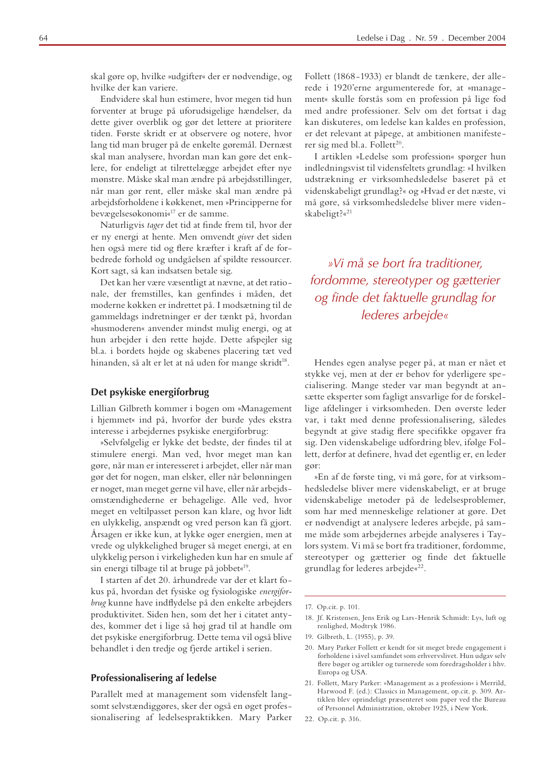skal gøre op, hvilke »udgifter« der er nødvendige, og hvilke der kan variere.

Endvidere skal hun estimere, hvor megen tid hun forventer at bruge på uforudsigelige hændelser, da dette giver overblik og gør det lettere at prioritere tiden. Første skridt er at observere og notere, hvor lang tid man bruger på de enkelte gøremål. Dernæst skal man analysere, hvordan man kan gøre det enklere, for endeligt at tilrettelægge arbejdet efter nye mønstre. Måske skal man ændre på arbejdsstillinger, når man gør rent, eller måske skal man ændre på arbejdsforholdene i køkkenet, men »Principperne for bevægelsesøkonomi«[17] er de samme.

Naturligvis *tager* det tid at finde frem til, hvor der er ny energi at hente. Men omvendt *giver* det siden hen også mere tid og flere kræfter i kraft af de forbedrede forhold og undgåelsen af spildte ressourcer. Kort sagt, så kan indsatsen betale sig.

Det kan her være væsentligt at nævne, at det rationale, der fremstilles, kan genfindes i måden, det moderne køkken er indrettet på. I modsætning til de gammeldags indretninger er der tænkt på, hvordan »husmoderen« anvender mindst mulig energi, og at hun arbejder i den rette højde. Dette afspejler sig bl.a. i bordets højde og skabenes placering tæt ved hinanden, så alt er let at nå uden for mange skridt[18].

## Det psykiske energiforbrug

Lillian Gilbreth kommer i bogen om »Management i hjemmet« ind på, hvorfor der burde ydes ekstra interesse i arbejdernes psykiske energiforbrug:

»Selvfølgelig er lykke det bedste, der findes til at stimulere energi. Man ved, hvor meget man kan gøre, når man er interesseret i arbejdet, eller når man gør det for nogen, man elsker, eller når belønningen er noget, man meget gerne vil have, eller når arbejdsomstændighederne er behagelige. Alle ved, hvor meget en veltilpasset person kan klare, og hvor lidt en ulykkelig, anspændt og vred person kan få gjort. Årsagen er ikke kun, at lykke øger energien, men at vrede og ulykkelighed bruger så meget energi, at en ulykkelig person i virkeligheden kun har en smule af sin energi tilbage til at bruge på jobbet«[19].

I starten af det 20. århundrede var der et klart fokus på, hvordan det fysiske og fysiologiske *energiforbrug* kunne have indflydelse på den enkelte arbejders produktivitet. Siden hen, som det her i citatet antydes, kommer det i lige så høj grad til at handle om det psykiske energiforbrug. Dette tema vil også blive behandlet i den tredje og fjerde artikel i serien.

## Professionalisering af ledelse

Parallelt med at management som vidensfelt langsomt selvstændiggøres, sker der også en øget professionalisering af ledelsespraktikken. Mary Parker Follett (1868-1933) er blandt de tænkere, der allerede i 1920'erne argumenterede for, at »management« skulle forstås som en profession på lige fod med andre professioner. Selv om det fortsat i dag kan diskuteres, om ledelse kan kaldes en profession, er det relevant at påpege, at ambitionen manifesterer sig med bl.a. Follett[20].

I artiklen »Ledelse som profession« spørger hun indledningsvist til vidensfeltets grundlag: »I hvilken udstrækning er virksomhedsledelse baseret på et videnskabeligt grundlag?« og »Hvad er det næste, vi må gøre, så virksomhedsledelse bliver mere videnskabeligt?«[21]

*»Vi må se bort fra traditioner, fordomme, stereotyper og gætterier og finde det faktuelle grundlag for lederes arbejde«*

Hendes egen analyse peger på, at man er nået et stykke vej, men at der er behov for yderligere specialisering. Mange steder var man begyndt at ansætte eksperter som fagligt ansvarlige for de forskellige afdelinger i virksomheden. Den øverste leder var, i takt med denne professionalisering, således begyndt at give stadig flere specifikke opgaver fra sig. Den videnskabelige udfordring blev, ifølge Follett, derfor at definere, hvad det egentlig er, en leder gør:

»En af de første ting, vi må gøre, for at virksomhedsledelse bliver mere videnskabeligt, er at bruge videnskabelige metoder på de ledelsesproblemer, som har med menneskelige relationer at gøre. Det er nødvendigt at analysere lederes arbejde, på samme måde som arbejdernes arbejde analyseres i Taylors system. Vi må se bort fra traditioner, fordomme, stereotyper og gætterier og finde det faktuelle grundlag for lederes arbejde«[22].

---

17. Op.cit. p. 101.
18. Jf. Kristensen, Jens Erik og Lars-Henrik Schmidt: Lys, luft og renlighed, Modtryk 1986.
19. Gilbreth, L. (1955), p. 39.
20. Mary Parker Follett er kendt for sit meget brede engagement i forholdene i såvel samfundet som erhvervslivet. Hun udgav selv flere bøger og artikler og turnerede som foredragsholder i hhv. Europa og USA.
21. Follett, Mary Parker: »Management as a profession« i Merrild, Harwood F. (ed.): Classics in Management, op.cit. p. 309. Artiklen blev oprindeligt præsenteret som paper ved the Bureau of Personnel Administration, oktober 1925, i New York.
22. Op.cit. p. 316.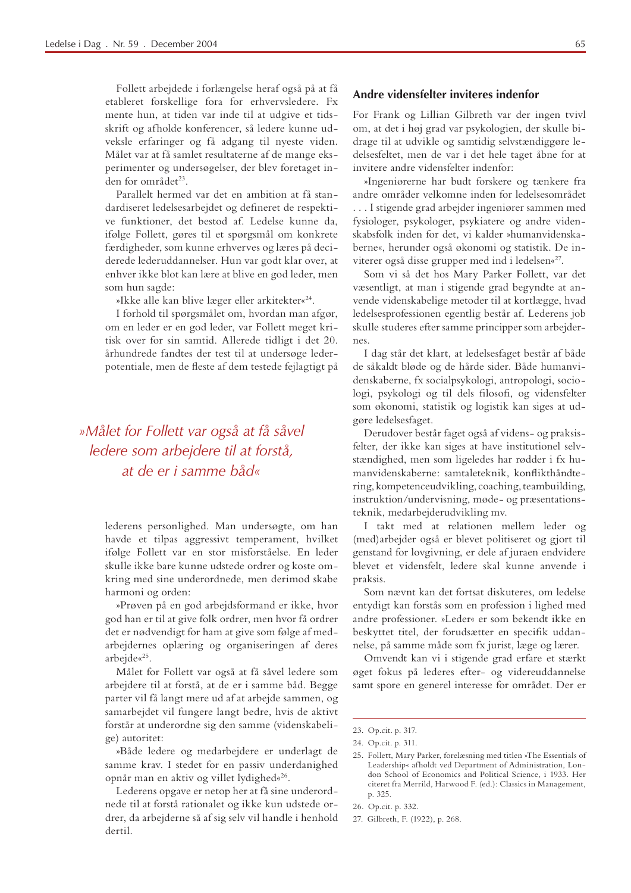Follett arbejdede i forlængelse heraf også på at få etableret forskellige fora for erhvervsledere. Fx mente hun, at tiden var inde til at udgive et tidsskrift og afholde konferencer, så ledere kunne udveksle erfaringer og få adgang til nyeste viden. Målet var at få samlet resultaterne af de mange eksperimenter og undersøgelser, der blev foretaget inden for området[23].

Parallelt hermed var det en ambition at få standardiseret ledelsesarbejdet og defineret de respektive funktioner, det bestod af. Ledelse kunne da, ifølge Follett, gøres til et spørgsmål om konkrete færdigheder, som kunne erhverves og læres på deciderede lederuddannelser. Hun var godt klar over, at enhver ikke blot kan lære at blive en god leder, men som hun sagde:

»Ikke alle kan blive læger eller arkitekter«[24].

I forhold til spørgsmålet om, hvordan man afgør, om en leder er en god leder, var Follett meget kritisk over for sin samtid. Allerede tidligt i det 20. århundrede fandtes der test til at undersøge lederpotentiale, men de fleste af dem testede fejlagtigt på lederens personlighed. Man undersøgte, om han havde et tilpas aggressivt temperament, hvilket ifølge Follett var en stor misforståelse. En leder skulle ikke bare kunne udstede ordrer og koste omkring med sine underordnede, men derimod skabe harmoni og orden:

*»Målet for Follett var også at få såvel ledere som arbejdere til at forstå, at de er i samme båd«*

»Prøven på en god arbejdsformand er ikke, hvor god han er til at give folk ordrer, men hvor få ordrer det er nødvendigt for ham at give som følge af medarbejdernes oplæring og organiseringen af deres arbejde«[25].

Målet for Follett var også at få såvel ledere som arbejdere til at forstå, at de er i samme båd. Begge parter vil få langt mere ud af at arbejde sammen, og samarbejdet vil fungere langt bedre, hvis de aktivt forstår at underordne sig den samme (videnskabelige) autoritet:

»Både ledere og medarbejdere er underlagt de samme krav. I stedet for en passiv underdanighed opnår man en aktiv og villet lydighed«[26].

Lederens opgave er netop her at få sine underordnede til at forstå rationalet og ikke kun udstede ordrer, da arbejderne så af sig selv vil handle i henhold dertil.

### Andre vidensfelter inviteres indenfor

For Frank og Lillian Gilbreth var der ingen tvivl om, at det i høj grad var psykologien, der skulle bidrage til at udvikle og samtidig selvstændiggøre ledelsesfeltet, men de var i det hele taget åbne for at invitere andre vidensfelter indenfor:

»Ingeniørerne har budt forskere og tænkere fra andre områder velkomne inden for ledelsesområdet . . . I stigende grad arbejder ingeniører sammen med fysiologer, psykologer, psykiatere og andre videnskabsfolk inden for det, vi kalder »humanvidenskaberne«, herunder også økonomi og statistik. De inviterer også disse grupper med ind i ledelsen«[27].

Som vi så det hos Mary Parker Follett, var det væsentligt, at man i stigende grad begyndte at anvende videnskabelige metoder til at kortlægge, hvad ledelsesprofessionen egentlig består af. Lederens job skulle studeres efter samme principper som arbejdernes.

I dag står det klart, at ledelsesfaget består af både de såkaldt bløde og de hårde sider. Både humanvidenskaberne, fx socialpsykologi, antropologi, sociologi, psykologi og til dels filosofi, og vidensfelter som økonomi, statistik og logistik kan siges at udgøre ledelsesfaget.

Derudover består faget også af videns- og praksisfelter, der ikke kan siges at have institutionel selvstændighed, men som ligeledes har rødder i fx humanvidenskaberne: samtaleteknik, konflikthåndtering, kompetenceudvikling, coaching, teambuilding, instruktion/undervisning, møde- og præsentationsteknik, medarbejderudvikling mv.

I takt med at relationen mellem leder og (med)arbejder også er blevet politiseret og gjort til genstand for lovgivning, er dele af juraen endvidere blevet et vidensfelt, ledere skal kunne anvende i praksis.

Som nævnt kan det fortsat diskuteres, om ledelse entydigt kan forstås som en profession i lighed med andre professioner. »Leder« er som bekendt ikke en beskyttet titel, der forudsætter en specifik uddannelse, på samme måde som fx jurist, læge og lærer.

Omvendt kan vi i stigende grad erfare et stærkt øget fokus på lederes efter- og videreuddannelse samt spore en generel interesse for området. Der er

---

23. Op.cit. p. 317.
24. Op.cit. p. 311.
25. Follett, Mary Parker, forelæsning med titlen »The Essentials of Leadership« afholdt ved Department of Administration, London School of Economics and Political Science, i 1933. Her citeret fra Merrild, Harwood F. (ed.): Classics in Management, p. 325.
26. Op.cit. p. 332.
27. Gilbreth, F. (1922), p. 268.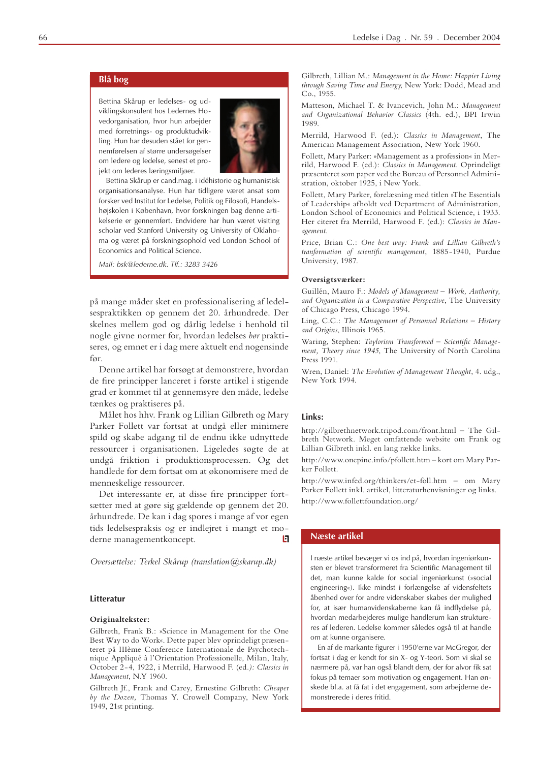## Blå bog

Bettina Skårup er ledelses- og udviklingskonsulent hos Ledernes Hovedorganisation, hvor hun arbejder med forretnings- og produktudvikling. Hun har desuden stået for gennemførelsen af større undersøgelser om ledere og ledelse, senest et projekt om lederes læringsmiljøer.

Bettina Skårup er cand.mag. i idéhistorie og humanistisk organisationsanalyse. Hun har tidligere været ansat som forsker ved Institut for Ledelse, Politik og Filosofi, Handelshøjskolen i København, hvor forskningen bag denne artikelserie er gennemført. Endvidere har hun været visiting scholar ved Stanford University og University of Oklahoma og været på forskningsophold ved London School of Economics and Political Science.

*Mail: bsk@lederne.dk. Tlf.: 3283 3426*

på mange måder sket en professionalisering af ledelsespraktikken op gennem det 20. århundrede. Der skelnes mellem god og dårlig ledelse i henhold til nogle givne normer for, hvordan ledelses *bør* praktiseres, og emnet er i dag mere aktuelt end nogensinde før.

Denne artikel har forsøgt at demonstrere, hvordan de fire principper lanceret i første artikel i stigende grad er kommet til at gennemsyre den måde, ledelse tænkes og praktiseres på.

Målet hos hhv. Frank og Lillian Gilbreth og Mary Parker Follett var fortsat at undgå eller minimere spild og skabe adgang til de endnu ikke udnyttede ressourcer i organisationen. Ligeledes søgte de at undgå friktion i produktionsprocessen. Og det handlede for dem fortsat om at økonomisere med de menneskelige ressourcer.

Det interessante er, at disse fire principper fortsætter med at gøre sig gældende op gennem det 20. århundrede. De kan i dag spores i mange af vor egen tids ledelsespraksis og er indlejret i mangt et moderne managementkoncept.

*Oversættelse: Terkel Skårup (translation@skarup.dk)*

### Litteratur

**Originaltekster:**

Gilbreth, Frank B.: »Science in Management for the One Best Way to do Work«. Dette paper blev oprindeligt præsenteret på IIIème Conference Internationale de Psychotechnique Appliqué à l'Orientation Professionelle, Milan, Italy, October 2-4, 1922, i Merrild, Harwood F. (ed.): *Classics in Management*, N.Y 1960.

Gilbreth Jf., Frank and Carey, Ernestine Gilbreth: *Cheaper by the Dozen*, Thomas Y. Crowell Company, New York 1949, 21st printing.

Gilbreth, Lillian M.: *Management in the Home: Happier Living through Saving Time and Energy*, New York: Dodd, Mead and Co., 1955.

Matteson, Michael T. & Ivancevich, John M.: *Management and Organizational Behavior Classics* (4th. ed.), BPI Irwin 1989.

Merrild, Harwood F. (ed.): *Classics in Management*, The American Management Association, New York 1960.

Follett, Mary Parker: »Management as a profession« in Merrild, Harwood F. (ed.): *Classics in Management*. Oprindeligt præsenteret som paper ved the Bureau of Personnel Administration, oktober 1925, i New York.

Follett, Mary Parker, forelæsning med titlen »The Essentials of Leadership« afholdt ved Department of Administration, London School of Economics and Political Science, i 1933. Her citeret fra Merrild, Harwood F. (ed.): *Classics in Management*.

Price, Brian C.: *One best way: Frank and Lillian Gilbreth's tranformation of scientific management*, 1885-1940, Purdue University, 1987.

**Oversigtsværker:**

Guillén, Mauro F.: *Models of Management – Work, Authority, and Organization in a Comparative Perspective*, The University of Chicago Press, Chicago 1994.

Ling, C.C.: *The Management of Personnel Relations – History and Origins*, Illinois 1965.

Waring, Stephen: *Taylorism Transformed – Scientific Management, Theory since 1945*, The University of North Carolina Press 1991.

Wren, Daniel: *The Evolution of Management Thought*, 4. udg., New York 1994.

### Links:

http://gilbrethnetwork.tripod.com/front.html – The Gilbreth Network. Meget omfattende website om Frank og Lillian Gilbreth inkl. en lang række links.

http://www.onepine.info/pfollett.htm – kort om Mary Parker Follett.

http://www.infed.org/thinkers/et-foll.htm – om Mary Parker Follett inkl. artikel, litteraturhenvisninger og links.

http://www.follettfoundation.org/

## Næste artikel

I næste artikel bevæger vi os ind på, hvordan ingeniørkunsten er blevet transformeret fra Scientific Management til det, man kunne kalde for social ingeniørkunst (»social engineering«). Ikke mindst i forlængelse af videnskabsfeltets åbenhed over for andre videnskaber skabes der mulighed for, at især humanvidenskaberne kan få indflydelse på, hvordan medarbejderes mulige handlerum kan struktureres af lederen. Ledelse kommer således også til at handle om at kunne organisere.

En af de markante figurer i 1950'erne var McGregor, der fortsat i dag er kendt for sin X- og Y-teori. Som vi skal se nærmere på, var han også blandt dem, der for alvor fik sat fokus på temaer som motivation og engagement. Han ønskede bl.a. at få fat i det engagement, som arbejderne demonstrerede i deres fritid.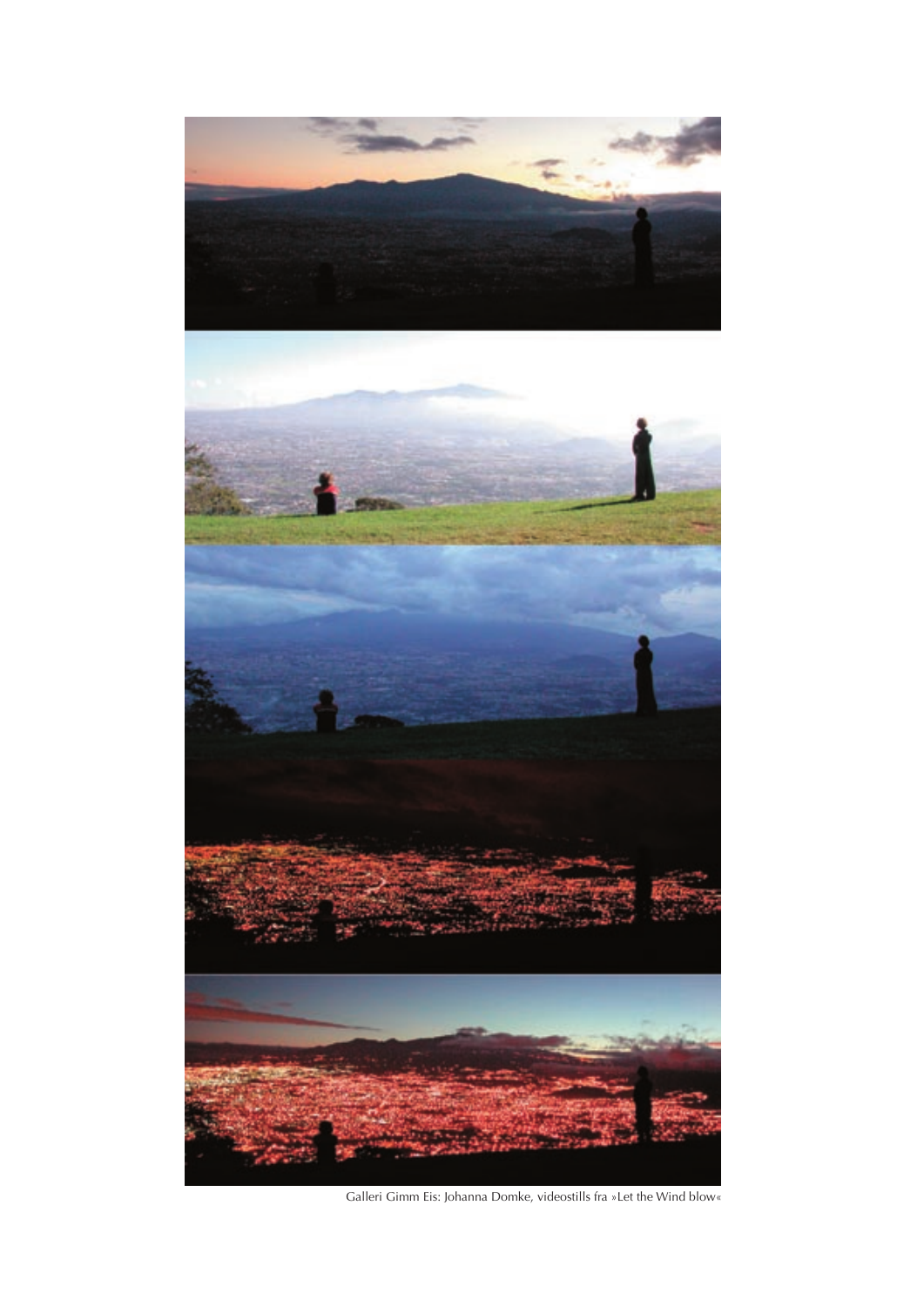Galleri Gimm Eis: Johanna Domke, videostills fra »Let the Wind blow«